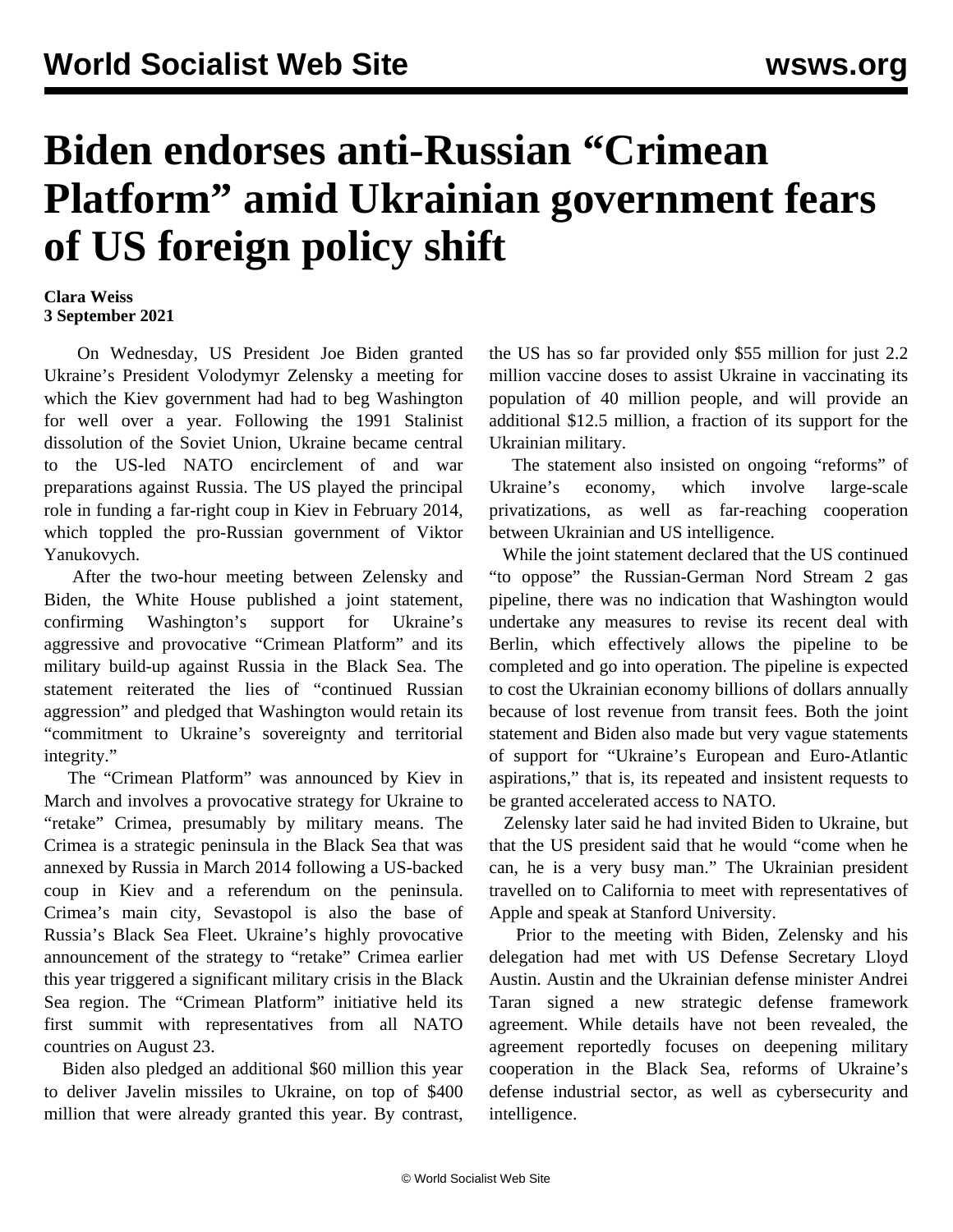# Biden endorses anti-Russian "Crimean Platform" amid Ukrainian government fears of US foreign policy shift

**Clara Weiss**
**3 September 2021**

On Wednesday, US President Joe Biden granted Ukraine's President Volodymyr Zelensky a meeting for which the Kiev government had had to beg Washington for well over a year. Following the 1991 Stalinist dissolution of the Soviet Union, Ukraine became central to the US-led NATO encirclement of and war preparations against Russia. The US played the principal role in funding a far-right coup in Kiev in February 2014, which toppled the pro-Russian government of Viktor Yanukovych.

After the two-hour meeting between Zelensky and Biden, the White House published a joint statement, confirming Washington's support for Ukraine's aggressive and provocative "Crimean Platform" and its military build-up against Russia in the Black Sea. The statement reiterated the lies of "continued Russian aggression" and pledged that Washington would retain its "commitment to Ukraine's sovereignty and territorial integrity."

The "Crimean Platform" was announced by Kiev in March and involves a provocative strategy for Ukraine to "retake" Crimea, presumably by military means. The Crimea is a strategic peninsula in the Black Sea that was annexed by Russia in March 2014 following a US-backed coup in Kiev and a referendum on the peninsula. Crimea's main city, Sevastopol is also the base of Russia's Black Sea Fleet. Ukraine's highly provocative announcement of the strategy to "retake" Crimea earlier this year triggered a significant military crisis in the Black Sea region. The "Crimean Platform" initiative held its first summit with representatives from all NATO countries on August 23.

Biden also pledged an additional $60 million this year to deliver Javelin missiles to Ukraine, on top of $400 million that were already granted this year. By contrast, the US has so far provided only $55 million for just 2.2 million vaccine doses to assist Ukraine in vaccinating its population of 40 million people, and will provide an additional $12.5 million, a fraction of its support for the Ukrainian military.

The statement also insisted on ongoing "reforms" of Ukraine's economy, which involve large-scale privatizations, as well as far-reaching cooperation between Ukrainian and US intelligence.

While the joint statement declared that the US continued "to oppose" the Russian-German Nord Stream 2 gas pipeline, there was no indication that Washington would undertake any measures to revise its recent deal with Berlin, which effectively allows the pipeline to be completed and go into operation. The pipeline is expected to cost the Ukrainian economy billions of dollars annually because of lost revenue from transit fees. Both the joint statement and Biden also made but very vague statements of support for "Ukraine's European and Euro-Atlantic aspirations," that is, its repeated and insistent requests to be granted accelerated access to NATO.

Zelensky later said he had invited Biden to Ukraine, but that the US president said that he would "come when he can, he is a very busy man." The Ukrainian president travelled on to California to meet with representatives of Apple and speak at Stanford University.

Prior to the meeting with Biden, Zelensky and his delegation had met with US Defense Secretary Lloyd Austin. Austin and the Ukrainian defense minister Andrei Taran signed a new strategic defense framework agreement. While details have not been revealed, the agreement reportedly focuses on deepening military cooperation in the Black Sea, reforms of Ukraine's defense industrial sector, as well as cybersecurity and intelligence.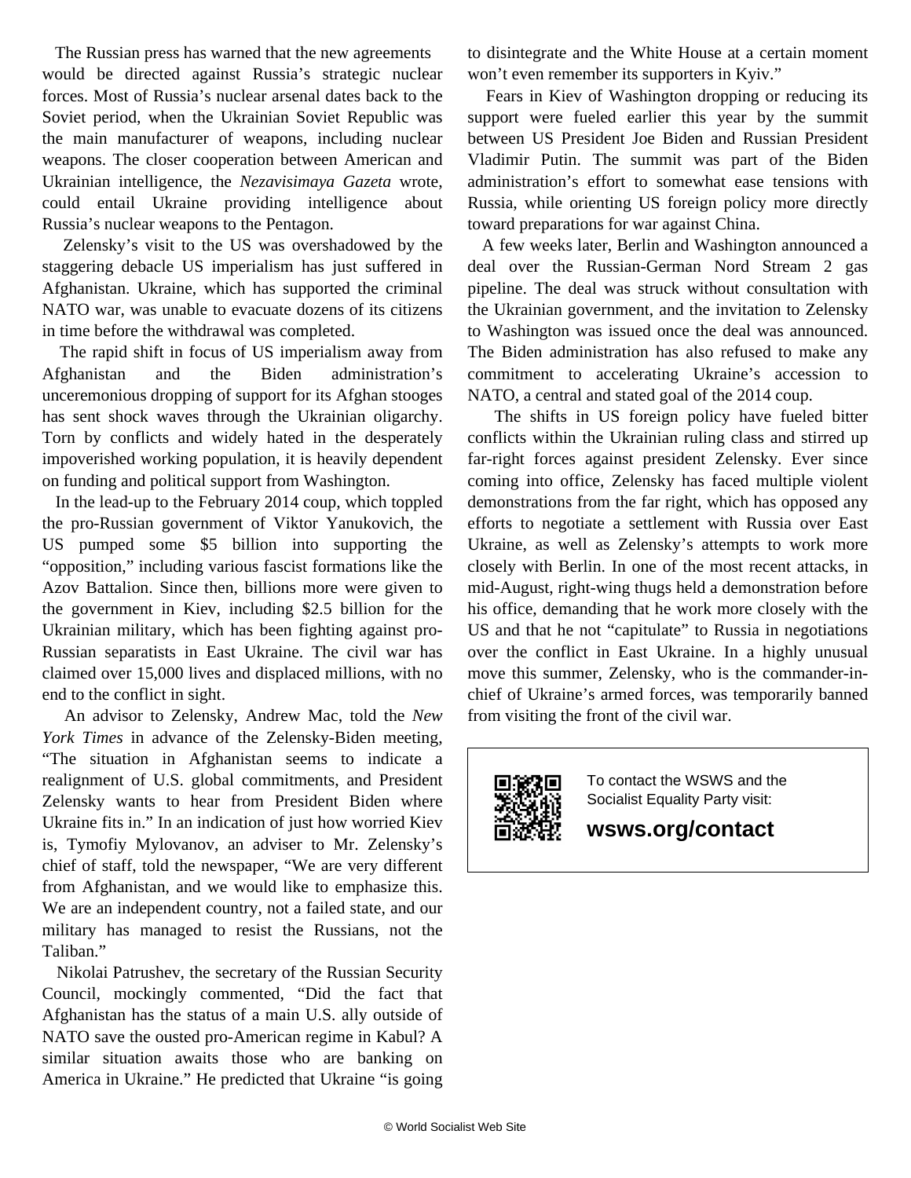The Russian press has warned that the new agreements would be directed against Russia's strategic nuclear forces. Most of Russia's nuclear arsenal dates back to the Soviet period, when the Ukrainian Soviet Republic was the main manufacturer of weapons, including nuclear weapons. The closer cooperation between American and Ukrainian intelligence, the *Nezavisimaya Gazeta* wrote, could entail Ukraine providing intelligence about Russia's nuclear weapons to the Pentagon.

Zelensky's visit to the US was overshadowed by the staggering debacle US imperialism has just suffered in Afghanistan. Ukraine, which has supported the criminal NATO war, was unable to evacuate dozens of its citizens in time before the withdrawal was completed.

The rapid shift in focus of US imperialism away from Afghanistan and the Biden administration's unceremonious dropping of support for its Afghan stooges has sent shock waves through the Ukrainian oligarchy. Torn by conflicts and widely hated in the desperately impoverished working population, it is heavily dependent on funding and political support from Washington.

In the lead-up to the February 2014 coup, which toppled the pro-Russian government of Viktor Yanukovich, the US pumped some $5 billion into supporting the "opposition," including various fascist formations like the Azov Battalion. Since then, billions more were given to the government in Kiev, including $2.5 billion for the Ukrainian military, which has been fighting against pro-Russian separatists in East Ukraine. The civil war has claimed over 15,000 lives and displaced millions, with no end to the conflict in sight.

An advisor to Zelensky, Andrew Mac, told the *New York Times* in advance of the Zelensky-Biden meeting, "The situation in Afghanistan seems to indicate a realignment of U.S. global commitments, and President Zelensky wants to hear from President Biden where Ukraine fits in." In an indication of just how worried Kiev is, Tymofiy Mylovanov, an adviser to Mr. Zelensky's chief of staff, told the newspaper, "We are very different from Afghanistan, and we would like to emphasize this. We are an independent country, not a failed state, and our military has managed to resist the Russians, not the Taliban."

Nikolai Patrushev, the secretary of the Russian Security Council, mockingly commented, "Did the fact that Afghanistan has the status of a main U.S. ally outside of NATO save the ousted pro-American regime in Kabul? A similar situation awaits those who are banking on America in Ukraine." He predicted that Ukraine "is going to disintegrate and the White House at a certain moment won't even remember its supporters in Kyiv."

Fears in Kiev of Washington dropping or reducing its support were fueled earlier this year by the summit between US President Joe Biden and Russian President Vladimir Putin. The summit was part of the Biden administration's effort to somewhat ease tensions with Russia, while orienting US foreign policy more directly toward preparations for war against China.

A few weeks later, Berlin and Washington announced a deal over the Russian-German Nord Stream 2 gas pipeline. The deal was struck without consultation with the Ukrainian government, and the invitation to Zelensky to Washington was issued once the deal was announced. The Biden administration has also refused to make any commitment to accelerating Ukraine's accession to NATO, a central and stated goal of the 2014 coup.

The shifts in US foreign policy have fueled bitter conflicts within the Ukrainian ruling class and stirred up far-right forces against president Zelensky. Ever since coming into office, Zelensky has faced multiple violent demonstrations from the far right, which has opposed any efforts to negotiate a settlement with Russia over East Ukraine, as well as Zelensky's attempts to work more closely with Berlin. In one of the most recent attacks, in mid-August, right-wing thugs held a demonstration before his office, demanding that he work more closely with the US and that he not "capitulate" to Russia in negotiations over the conflict in East Ukraine. In a highly unusual move this summer, Zelensky, who is the commander-in-chief of Ukraine's armed forces, was temporarily banned from visiting the front of the civil war.

To contact the WSWS and the Socialist Equality Party visit:

**wsws.org/contact**